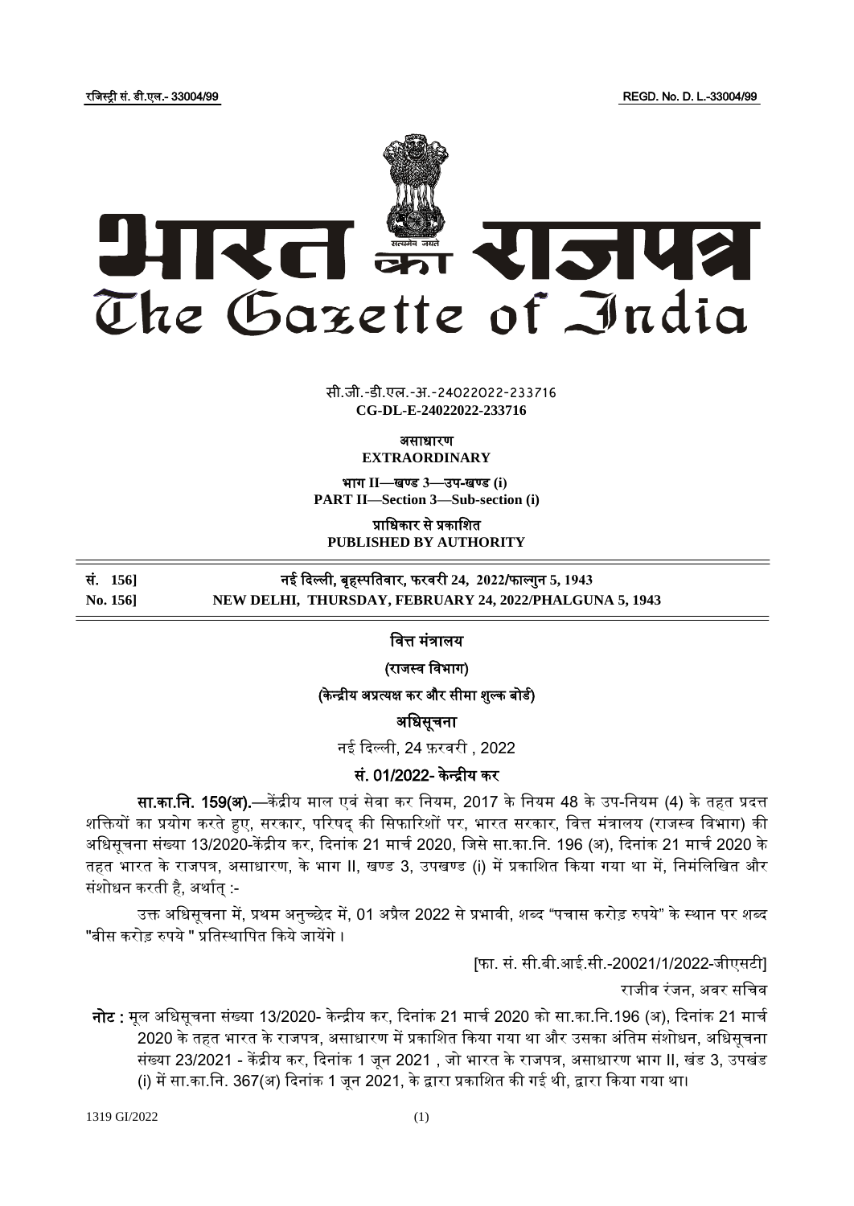रजिस्ट्री सं. डी.एल.- 33004/99 REGD. No. D. L.-33004/99

# भारत का राजपत्र
# The Gazette of India

सी.जी.-डी.एल.-अ.-24022022-233716
**CG-DL-E-24022022-233716**

**असाधारण**
**EXTRAORDINARY**

**भाग II—खण्ड 3—उप-खण्ड (i)**
**PART II—Section 3—Sub-section (i)**

**प्राधिकार से प्रकाशित**
**PUBLISHED BY AUTHORITY**

**सं. 156] नई दिल्ली, बृहस्पतिवार, फरवरी 24, 2022/फाल्गुन 5, 1943**
**No. 156] NEW DELHI, THURSDAY, FEBRUARY 24, 2022/PHALGUNA 5, 1943**

## वित्त मंत्रालय

### (राजस्व विभाग)

### (केन्द्रीय अप्रत्यक्ष कर और सीमा शुल्क बोर्ड)

### अधिसूचना

नई दिल्ली, 24 फ़रवरी , 2022

### सं. 01/2022- केन्द्रीय कर

**सा.का.नि. 159(अ).**—केंद्रीय माल एवं सेवा कर नियम, 2017 के नियम 48 के उप-नियम (4) के तहत प्रदत्त शक्तियों का प्रयोग करते हुए, सरकार, परिषद् की सिफारिशों पर, भारत सरकार, वित्त मंत्रालय (राजस्व विभाग) की अधिसूचना संख्या 13/2020-केंद्रीय कर, दिनांक 21 मार्च 2020, जिसे सा.का.नि. 196 (अ), दिनांक 21 मार्च 2020 के तहत भारत के राजपत्र, असाधारण, के भाग II, खण्ड 3, उपखण्ड (i) में प्रकाशित किया गया था में, निमंलिखित और संशोधन करती है, अर्थात् :-

उक्त अधिसूचना में, प्रथम अनुच्छेद में, 01 अप्रैल 2022 से प्रभावी, शब्द "पचास करोड़ रुपये" के स्थान पर शब्द "बीस करोड़ रुपये " प्रतिस्थापित किये जायेंगे ।

[फा. सं. सी.बी.आई.सी.-20021/1/2022-जीएसटी]

राजीव रंजन, अवर सचिव

**नोट :** मूल अधिसूचना संख्या 13/2020- केन्द्रीय कर, दिनांक 21 मार्च 2020 को सा.का.नि.196 (अ), दिनांक 21 मार्च 2020 के तहत भारत के राजपत्र, असाधारण में प्रकाशित किया गया था और उसका अंतिम संशोधन, अधिसूचना संख्या 23/2021 - केंद्रीय कर, दिनांक 1 जून 2021 , जो भारत के राजपत्र, असाधारण भाग II, खंड 3, उपखंड (i) में सा.का.नि. 367(अ) दिनांक 1 जून 2021, के द्वारा प्रकाशित की गई थी, द्वारा किया गया था।

1319 GI/2022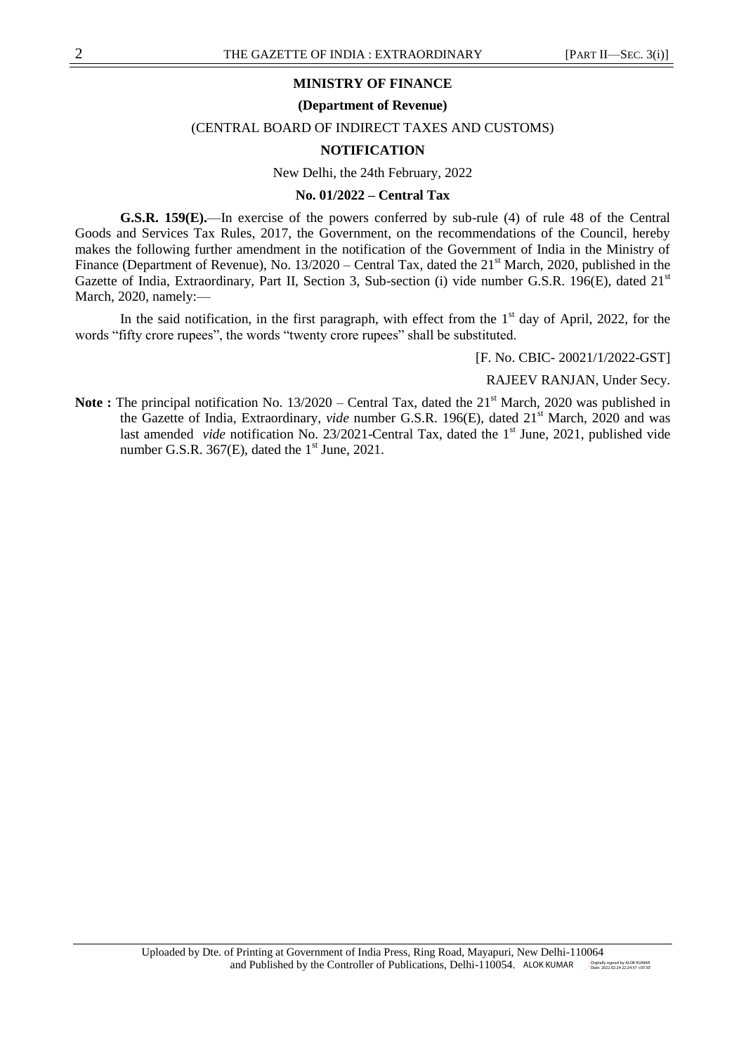**MINISTRY OF FINANCE**

**(Department of Revenue)**

(CENTRAL BOARD OF INDIRECT TAXES AND CUSTOMS)

**NOTIFICATION**

New Delhi, the 24th February, 2022

**No. 01/2022 – Central Tax**

**G.S.R. 159(E).**—In exercise of the powers conferred by sub-rule (4) of rule 48 of the Central Goods and Services Tax Rules, 2017, the Government, on the recommendations of the Council, hereby makes the following further amendment in the notification of the Government of India in the Ministry of Finance (Department of Revenue), No. 13/2020 – Central Tax, dated the 21st March, 2020, published in the Gazette of India, Extraordinary, Part II, Section 3, Sub-section (i) vide number G.S.R. 196(E), dated 21st March, 2020, namely:—

In the said notification, in the first paragraph, with effect from the 1st day of April, 2022, for the words "fifty crore rupees", the words "twenty crore rupees" shall be substituted.

[F. No. CBIC- 20021/1/2022-GST]

RAJEEV RANJAN, Under Secy.

**Note :** The principal notification No. 13/2020 – Central Tax, dated the 21st March, 2020 was published in the Gazette of India, Extraordinary, *vide* number G.S.R. 196(E), dated 21st March, 2020 and was last amended *vide* notification No. 23/2021-Central Tax, dated the 1st June, 2021, published vide number G.S.R. 367(E), dated the 1st June, 2021.

Uploaded by Dte. of Printing at Government of India Press, Ring Road, Mayapuri, New Delhi-110064 and Published by the Controller of Publications, Delhi-110054. ALOK KUMAR